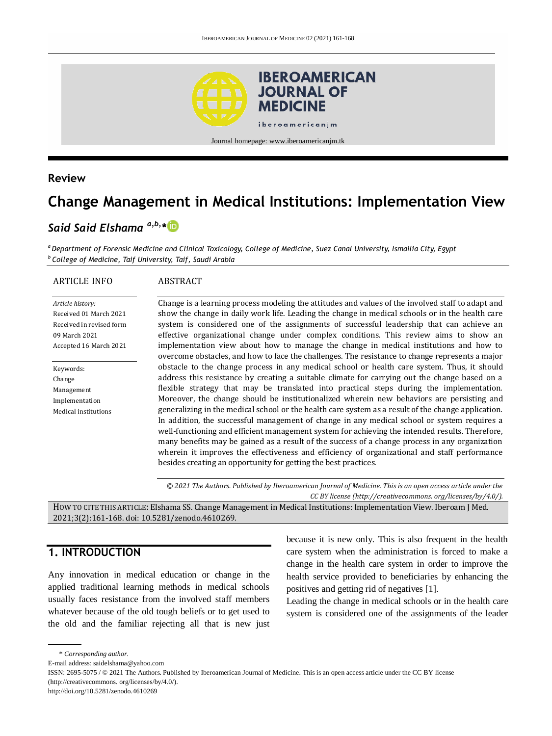Journal homepage: www.iberoamericanjm.tk

**Review**

# Change Management in Medical Institutions: Implementation View

***Said Said Elshama*** [a,b,*]

[a] *Department of Forensic Medicine and Clinical Toxicology, College of Medicine, Suez Canal University, Ismailia City, Egypt*
[b] *College of Medicine, Taif University, Taif, Saudi Arabia*

**ARTICLE INFO**

*Article history:*
Received 01 March 2021
Received in revised form 09 March 2021
Accepted 16 March 2021

Keywords:
Change
Management
Implementation
Medical institutions

**ABSTRACT**

Change is a learning process modeling the attitudes and values of the involved staff to adapt and show the change in daily work life. Leading the change in medical schools or in the health care system is considered one of the assignments of successful leadership that can achieve an effective organizational change under complex conditions. This review aims to show an implementation view about how to manage the change in medical institutions and how to overcome obstacles, and how to face the challenges. The resistance to change represents a major obstacle to the change process in any medical school or health care system. Thus, it should address this resistance by creating a suitable climate for carrying out the change based on a flexible strategy that may be translated into practical steps during the implementation. Moreover, the change should be institutionalized wherein new behaviors are persisting and generalizing in the medical school or the health care system as a result of the change application. In addition, the successful management of change in any medical school or system requires a well-functioning and efficient management system for achieving the intended results. Therefore, many benefits may be gained as a result of the success of a change process in any organization wherein it improves the effectiveness and efficiency of organizational and staff performance besides creating an opportunity for getting the best practices.

*© 2021 The Authors. Published by Iberoamerican Journal of Medicine. This is an open access article under the CC BY license (http://creativecommons. org/licenses/by/4.0/).*

HOW TO CITE THIS ARTICLE: Elshama SS. Change Management in Medical Institutions: Implementation View. Iberoam J Med. 2021;3(2):161-168. doi: 10.5281/zenodo.4610269.

## 1. INTRODUCTION

Any innovation in medical education or change in the applied traditional learning methods in medical schools usually faces resistance from the involved staff members whatever because of the old tough beliefs or to get used to the old and the familiar rejecting all that is new just because it is new only. This is also frequent in the health care system when the administration is forced to make a change in the health care system in order to improve the health service provided to beneficiaries by enhancing the positives and getting rid of negatives [1].

Leading the change in medical schools or in the health care system is considered one of the assignments of the leader

\* *Corresponding author.*
E-mail address: saidelshama@yahoo.com
ISSN: 2695-5075 / © 2021 The Authors. Published by Iberoamerican Journal of Medicine. This is an open access article under the CC BY license (http://creativecommons. org/licenses/by/4.0/).
http://doi.org/10.5281/zenodo.4610269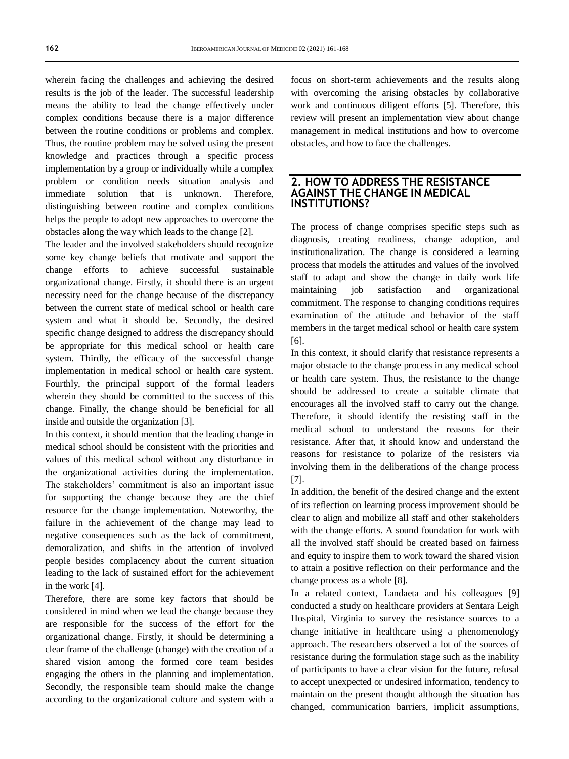wherein facing the challenges and achieving the desired results is the job of the leader. The successful leadership means the ability to lead the change effectively under complex conditions because there is a major difference between the routine conditions or problems and complex. Thus, the routine problem may be solved using the present knowledge and practices through a specific process implementation by a group or individually while a complex problem or condition needs situation analysis and immediate solution that is unknown. Therefore, distinguishing between routine and complex conditions helps the people to adopt new approaches to overcome the obstacles along the way which leads to the change [2].

The leader and the involved stakeholders should recognize some key change beliefs that motivate and support the change efforts to achieve successful sustainable organizational change. Firstly, it should there is an urgent necessity need for the change because of the discrepancy between the current state of medical school or health care system and what it should be. Secondly, the desired specific change designed to address the discrepancy should be appropriate for this medical school or health care system. Thirdly, the efficacy of the successful change implementation in medical school or health care system. Fourthly, the principal support of the formal leaders wherein they should be committed to the success of this change. Finally, the change should be beneficial for all inside and outside the organization [3].

In this context, it should mention that the leading change in medical school should be consistent with the priorities and values of this medical school without any disturbance in the organizational activities during the implementation. The stakeholders' commitment is also an important issue for supporting the change because they are the chief resource for the change implementation. Noteworthy, the failure in the achievement of the change may lead to negative consequences such as the lack of commitment, demoralization, and shifts in the attention of involved people besides complacency about the current situation leading to the lack of sustained effort for the achievement in the work [4].

Therefore, there are some key factors that should be considered in mind when we lead the change because they are responsible for the success of the effort for the organizational change. Firstly, it should be determining a clear frame of the challenge (change) with the creation of a shared vision among the formed core team besides engaging the others in the planning and implementation. Secondly, the responsible team should make the change according to the organizational culture and system with a focus on short-term achievements and the results along with overcoming the arising obstacles by collaborative work and continuous diligent efforts [5]. Therefore, this review will present an implementation view about change management in medical institutions and how to overcome obstacles, and how to face the challenges.

## 2. HOW TO ADDRESS THE RESISTANCE AGAINST THE CHANGE IN MEDICAL INSTITUTIONS?

The process of change comprises specific steps such as diagnosis, creating readiness, change adoption, and institutionalization. The change is considered a learning process that models the attitudes and values of the involved staff to adapt and show the change in daily work life maintaining job satisfaction and organizational commitment. The response to changing conditions requires examination of the attitude and behavior of the staff members in the target medical school or health care system [6].

In this context, it should clarify that resistance represents a major obstacle to the change process in any medical school or health care system. Thus, the resistance to the change should be addressed to create a suitable climate that encourages all the involved staff to carry out the change. Therefore, it should identify the resisting staff in the medical school to understand the reasons for their resistance. After that, it should know and understand the reasons for resistance to polarize of the resisters via involving them in the deliberations of the change process [7].

In addition, the benefit of the desired change and the extent of its reflection on learning process improvement should be clear to align and mobilize all staff and other stakeholders with the change efforts. A sound foundation for work with all the involved staff should be created based on fairness and equity to inspire them to work toward the shared vision to attain a positive reflection on their performance and the change process as a whole [8].

In a related context, Landaeta and his colleagues [9] conducted a study on healthcare providers at Sentara Leigh Hospital, Virginia to survey the resistance sources to a change initiative in healthcare using a phenomenology approach. The researchers observed a lot of the sources of resistance during the formulation stage such as the inability of participants to have a clear vision for the future, refusal to accept unexpected or undesired information, tendency to maintain on the present thought although the situation has changed, communication barriers, implicit assumptions,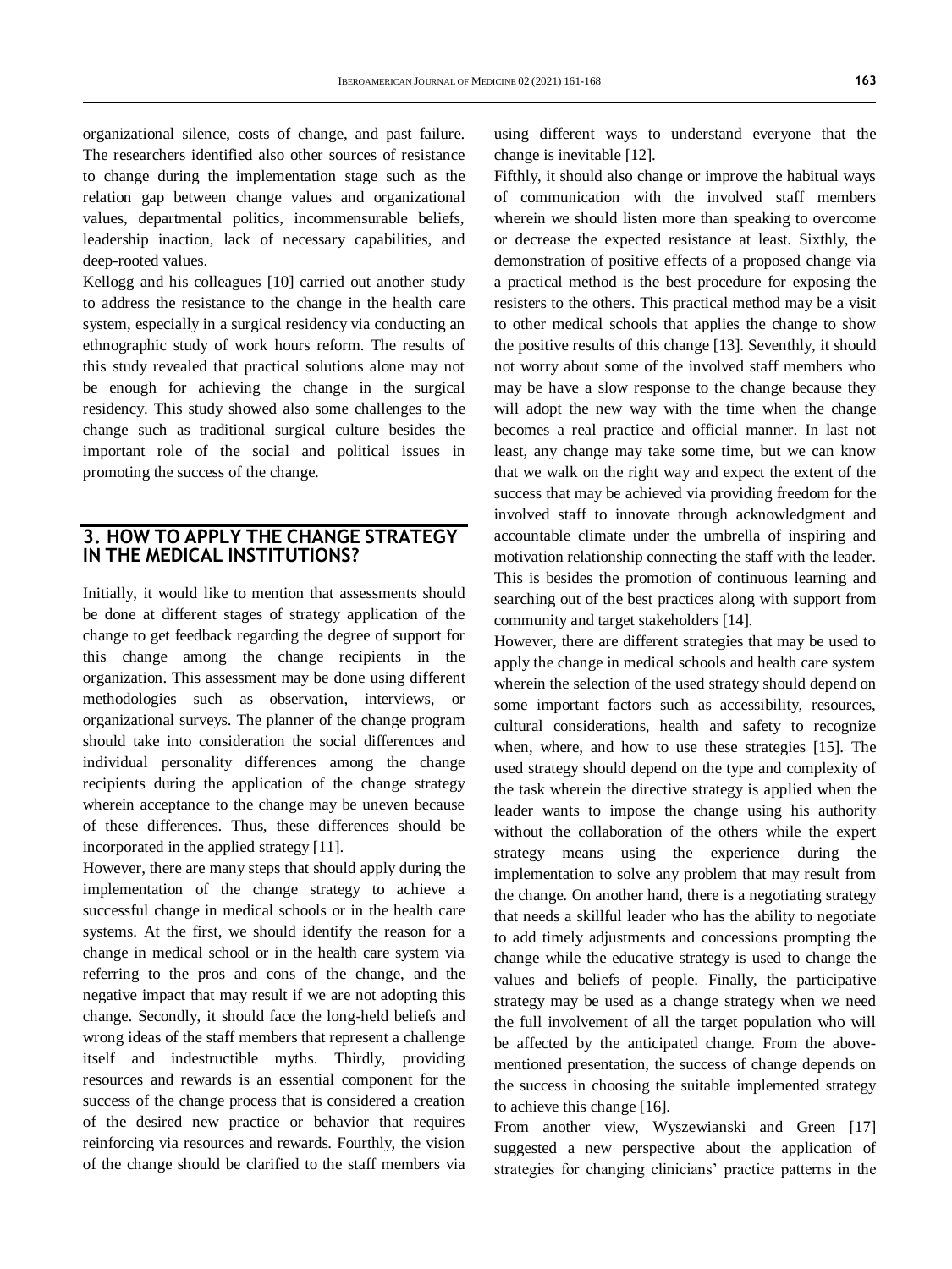organizational silence, costs of change, and past failure. The researchers identified also other sources of resistance to change during the implementation stage such as the relation gap between change values and organizational values, departmental politics, incommensurable beliefs, leadership inaction, lack of necessary capabilities, and deep-rooted values.

Kellogg and his colleagues [10] carried out another study to address the resistance to the change in the health care system, especially in a surgical residency via conducting an ethnographic study of work hours reform. The results of this study revealed that practical solutions alone may not be enough for achieving the change in the surgical residency. This study showed also some challenges to the change such as traditional surgical culture besides the important role of the social and political issues in promoting the success of the change.

## 3. HOW TO APPLY THE CHANGE STRATEGY IN THE MEDICAL INSTITUTIONS?

Initially, it would like to mention that assessments should be done at different stages of strategy application of the change to get feedback regarding the degree of support for this change among the change recipients in the organization. This assessment may be done using different methodologies such as observation, interviews, or organizational surveys. The planner of the change program should take into consideration the social differences and individual personality differences among the change recipients during the application of the change strategy wherein acceptance to the change may be uneven because of these differences. Thus, these differences should be incorporated in the applied strategy [11].

However, there are many steps that should apply during the implementation of the change strategy to achieve a successful change in medical schools or in the health care systems. At the first, we should identify the reason for a change in medical school or in the health care system via referring to the pros and cons of the change, and the negative impact that may result if we are not adopting this change. Secondly, it should face the long-held beliefs and wrong ideas of the staff members that represent a challenge itself and indestructible myths. Thirdly, providing resources and rewards is an essential component for the success of the change process that is considered a creation of the desired new practice or behavior that requires reinforcing via resources and rewards. Fourthly, the vision of the change should be clarified to the staff members via using different ways to understand everyone that the change is inevitable [12].

Fifthly, it should also change or improve the habitual ways of communication with the involved staff members wherein we should listen more than speaking to overcome or decrease the expected resistance at least. Sixthly, the demonstration of positive effects of a proposed change via a practical method is the best procedure for exposing the resisters to the others. This practical method may be a visit to other medical schools that applies the change to show the positive results of this change [13]. Seventhly, it should not worry about some of the involved staff members who may be have a slow response to the change because they will adopt the new way with the time when the change becomes a real practice and official manner. In last not least, any change may take some time, but we can know that we walk on the right way and expect the extent of the success that may be achieved via providing freedom for the involved staff to innovate through acknowledgment and accountable climate under the umbrella of inspiring and motivation relationship connecting the staff with the leader. This is besides the promotion of continuous learning and searching out of the best practices along with support from community and target stakeholders [14].

However, there are different strategies that may be used to apply the change in medical schools and health care system wherein the selection of the used strategy should depend on some important factors such as accessibility, resources, cultural considerations, health and safety to recognize when, where, and how to use these strategies [15]. The used strategy should depend on the type and complexity of the task wherein the directive strategy is applied when the leader wants to impose the change using his authority without the collaboration of the others while the expert strategy means using the experience during the implementation to solve any problem that may result from the change. On another hand, there is a negotiating strategy that needs a skillful leader who has the ability to negotiate to add timely adjustments and concessions prompting the change while the educative strategy is used to change the values and beliefs of people. Finally, the participative strategy may be used as a change strategy when we need the full involvement of all the target population who will be affected by the anticipated change. From the above-mentioned presentation, the success of change depends on the success in choosing the suitable implemented strategy to achieve this change [16].

From another view, Wyszewianski and Green [17] suggested a new perspective about the application of strategies for changing clinicians' practice patterns in the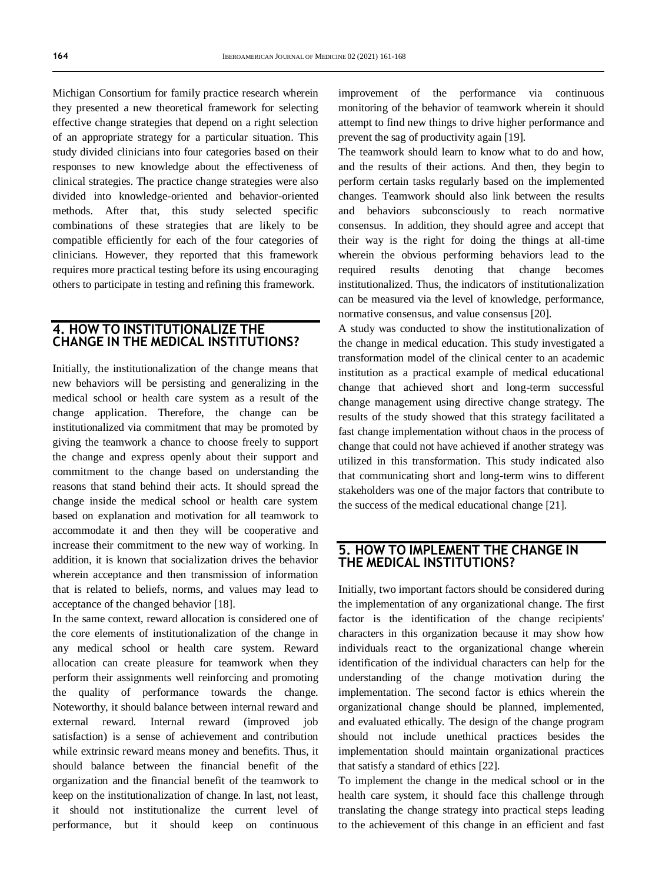Michigan Consortium for family practice research wherein they presented a new theoretical framework for selecting effective change strategies that depend on a right selection of an appropriate strategy for a particular situation. This study divided clinicians into four categories based on their responses to new knowledge about the effectiveness of clinical strategies. The practice change strategies were also divided into knowledge-oriented and behavior-oriented methods. After that, this study selected specific combinations of these strategies that are likely to be compatible efficiently for each of the four categories of clinicians. However, they reported that this framework requires more practical testing before its using encouraging others to participate in testing and refining this framework.

## 4. HOW TO INSTITUTIONALIZE THE CHANGE IN THE MEDICAL INSTITUTIONS?

Initially, the institutionalization of the change means that new behaviors will be persisting and generalizing in the medical school or health care system as a result of the change application. Therefore, the change can be institutionalized via commitment that may be promoted by giving the teamwork a chance to choose freely to support the change and express openly about their support and commitment to the change based on understanding the reasons that stand behind their acts. It should spread the change inside the medical school or health care system based on explanation and motivation for all teamwork to accommodate it and then they will be cooperative and increase their commitment to the new way of working. In addition, it is known that socialization drives the behavior wherein acceptance and then transmission of information that is related to beliefs, norms, and values may lead to acceptance of the changed behavior [18].

In the same context, reward allocation is considered one of the core elements of institutionalization of the change in any medical school or health care system. Reward allocation can create pleasure for teamwork when they perform their assignments well reinforcing and promoting the quality of performance towards the change. Noteworthy, it should balance between internal reward and external reward. Internal reward (improved job satisfaction) is a sense of achievement and contribution while extrinsic reward means money and benefits. Thus, it should balance between the financial benefit of the organization and the financial benefit of the teamwork to keep on the institutionalization of change. In last, not least, it should not institutionalize the current level of performance, but it should keep on continuous improvement of the performance via continuous monitoring of the behavior of teamwork wherein it should attempt to find new things to drive higher performance and prevent the sag of productivity again [19].

The teamwork should learn to know what to do and how, and the results of their actions. And then, they begin to perform certain tasks regularly based on the implemented changes. Teamwork should also link between the results and behaviors subconsciously to reach normative consensus. In addition, they should agree and accept that their way is the right for doing the things at all-time wherein the obvious performing behaviors lead to the required results denoting that change becomes institutionalized. Thus, the indicators of institutionalization can be measured via the level of knowledge, performance, normative consensus, and value consensus [20].

A study was conducted to show the institutionalization of the change in medical education. This study investigated a transformation model of the clinical center to an academic institution as a practical example of medical educational change that achieved short and long-term successful change management using directive change strategy. The results of the study showed that this strategy facilitated a fast change implementation without chaos in the process of change that could not have achieved if another strategy was utilized in this transformation. This study indicated also that communicating short and long-term wins to different stakeholders was one of the major factors that contribute to the success of the medical educational change [21].

## 5. HOW TO IMPLEMENT THE CHANGE IN THE MEDICAL INSTITUTIONS?

Initially, two important factors should be considered during the implementation of any organizational change. The first factor is the identification of the change recipients' characters in this organization because it may show how individuals react to the organizational change wherein identification of the individual characters can help for the understanding of the change motivation during the implementation. The second factor is ethics wherein the organizational change should be planned, implemented, and evaluated ethically. The design of the change program should not include unethical practices besides the implementation should maintain organizational practices that satisfy a standard of ethics [22].

To implement the change in the medical school or in the health care system, it should face this challenge through translating the change strategy into practical steps leading to the achievement of this change in an efficient and fast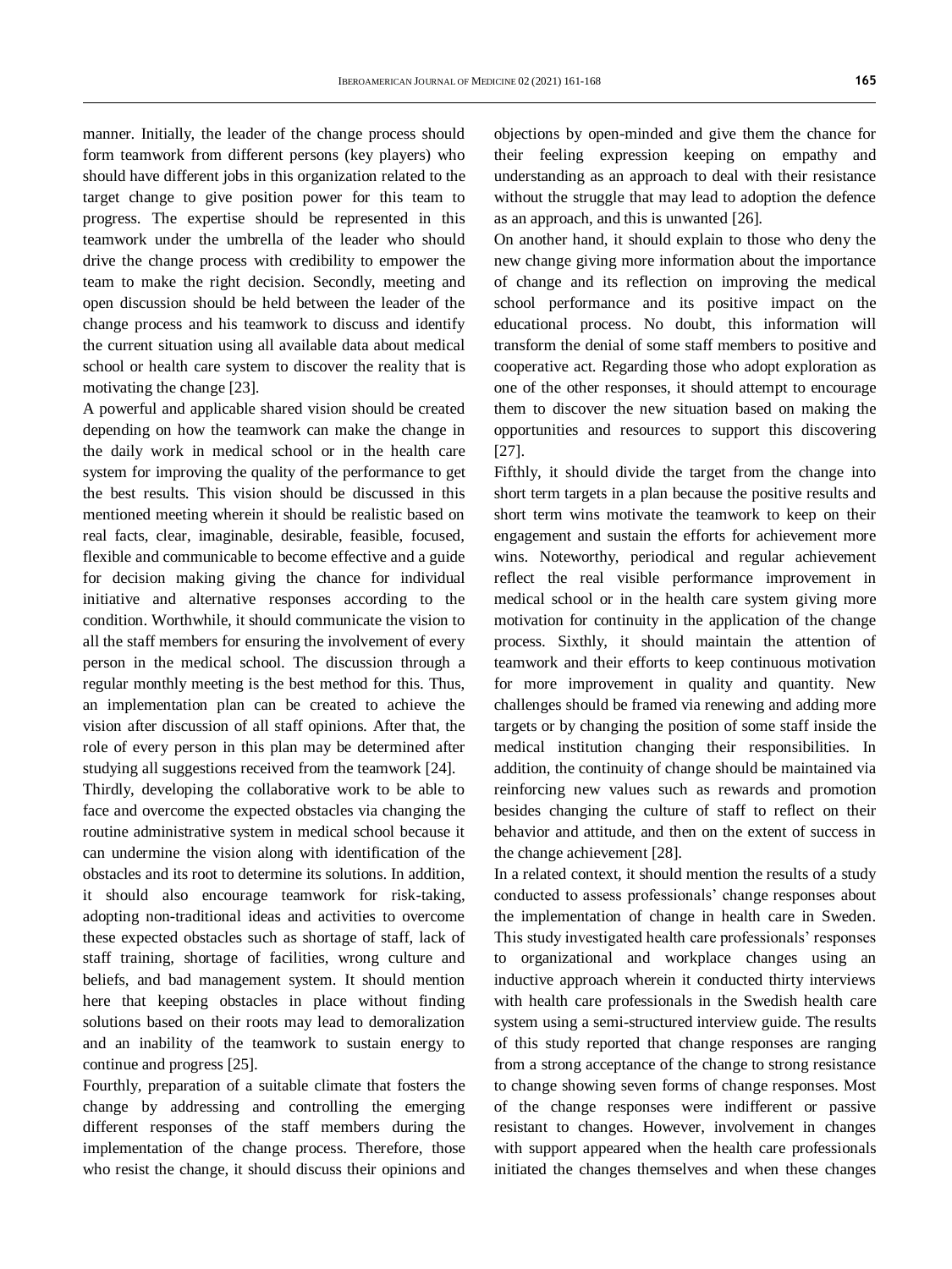manner. Initially, the leader of the change process should form teamwork from different persons (key players) who should have different jobs in this organization related to the target change to give position power for this team to progress. The expertise should be represented in this teamwork under the umbrella of the leader who should drive the change process with credibility to empower the team to make the right decision. Secondly, meeting and open discussion should be held between the leader of the change process and his teamwork to discuss and identify the current situation using all available data about medical school or health care system to discover the reality that is motivating the change [23].

A powerful and applicable shared vision should be created depending on how the teamwork can make the change in the daily work in medical school or in the health care system for improving the quality of the performance to get the best results. This vision should be discussed in this mentioned meeting wherein it should be realistic based on real facts, clear, imaginable, desirable, feasible, focused, flexible and communicable to become effective and a guide for decision making giving the chance for individual initiative and alternative responses according to the condition. Worthwhile, it should communicate the vision to all the staff members for ensuring the involvement of every person in the medical school. The discussion through a regular monthly meeting is the best method for this. Thus, an implementation plan can be created to achieve the vision after discussion of all staff opinions. After that, the role of every person in this plan may be determined after studying all suggestions received from the teamwork [24].

Thirdly, developing the collaborative work to be able to face and overcome the expected obstacles via changing the routine administrative system in medical school because it can undermine the vision along with identification of the obstacles and its root to determine its solutions. In addition, it should also encourage teamwork for risk-taking, adopting non-traditional ideas and activities to overcome these expected obstacles such as shortage of staff, lack of staff training, shortage of facilities, wrong culture and beliefs, and bad management system. It should mention here that keeping obstacles in place without finding solutions based on their roots may lead to demoralization and an inability of the teamwork to sustain energy to continue and progress [25].

Fourthly, preparation of a suitable climate that fosters the change by addressing and controlling the emerging different responses of the staff members during the implementation of the change process. Therefore, those who resist the change, it should discuss their opinions and objections by open-minded and give them the chance for their feeling expression keeping on empathy and understanding as an approach to deal with their resistance without the struggle that may lead to adoption the defence as an approach, and this is unwanted [26].

On another hand, it should explain to those who deny the new change giving more information about the importance of change and its reflection on improving the medical school performance and its positive impact on the educational process. No doubt, this information will transform the denial of some staff members to positive and cooperative act. Regarding those who adopt exploration as one of the other responses, it should attempt to encourage them to discover the new situation based on making the opportunities and resources to support this discovering [27].

Fifthly, it should divide the target from the change into short term targets in a plan because the positive results and short term wins motivate the teamwork to keep on their engagement and sustain the efforts for achievement more wins. Noteworthy, periodical and regular achievement reflect the real visible performance improvement in medical school or in the health care system giving more motivation for continuity in the application of the change process. Sixthly, it should maintain the attention of teamwork and their efforts to keep continuous motivation for more improvement in quality and quantity. New challenges should be framed via renewing and adding more targets or by changing the position of some staff inside the medical institution changing their responsibilities. In addition, the continuity of change should be maintained via reinforcing new values such as rewards and promotion besides changing the culture of staff to reflect on their behavior and attitude, and then on the extent of success in the change achievement [28].

In a related context, it should mention the results of a study conducted to assess professionals' change responses about the implementation of change in health care in Sweden. This study investigated health care professionals' responses to organizational and workplace changes using an inductive approach wherein it conducted thirty interviews with health care professionals in the Swedish health care system using a semi-structured interview guide. The results of this study reported that change responses are ranging from a strong acceptance of the change to strong resistance to change showing seven forms of change responses. Most of the change responses were indifferent or passive resistant to changes. However, involvement in changes with support appeared when the health care professionals initiated the changes themselves and when these changes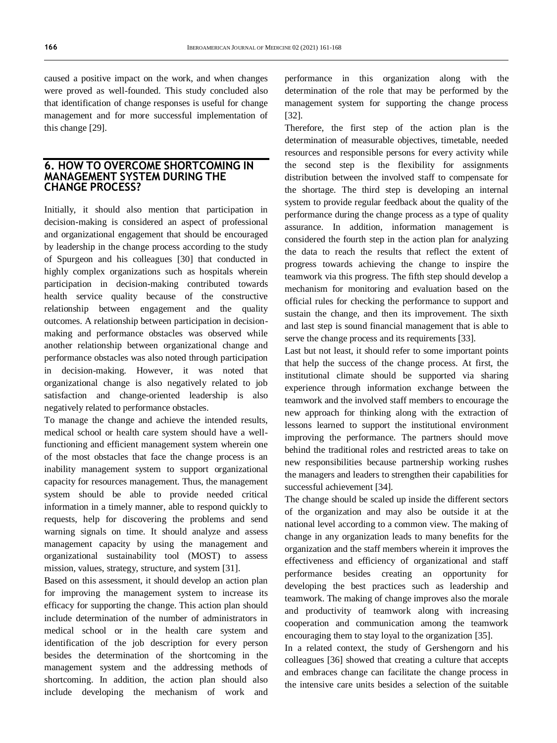caused a positive impact on the work, and when changes were proved as well-founded. This study concluded also that identification of change responses is useful for change management and for more successful implementation of this change [29].

## 6. HOW TO OVERCOME SHORTCOMING IN MANAGEMENT SYSTEM DURING THE CHANGE PROCESS?

Initially, it should also mention that participation in decision-making is considered an aspect of professional and organizational engagement that should be encouraged by leadership in the change process according to the study of Spurgeon and his colleagues [30] that conducted in highly complex organizations such as hospitals wherein participation in decision-making contributed towards health service quality because of the constructive relationship between engagement and the quality outcomes. A relationship between participation in decision-making and performance obstacles was observed while another relationship between organizational change and performance obstacles was also noted through participation in decision-making. However, it was noted that organizational change is also negatively related to job satisfaction and change-oriented leadership is also negatively related to performance obstacles.

To manage the change and achieve the intended results, medical school or health care system should have a well-functioning and efficient management system wherein one of the most obstacles that face the change process is an inability management system to support organizational capacity for resources management. Thus, the management system should be able to provide needed critical information in a timely manner, able to respond quickly to requests, help for discovering the problems and send warning signals on time. It should analyze and assess management capacity by using the management and organizational sustainability tool (MOST) to assess mission, values, strategy, structure, and system [31].

Based on this assessment, it should develop an action plan for improving the management system to increase its efficacy for supporting the change. This action plan should include determination of the number of administrators in medical school or in the health care system and identification of the job description for every person besides the determination of the shortcoming in the management system and the addressing methods of shortcoming. In addition, the action plan should also include developing the mechanism of work and performance in this organization along with the determination of the role that may be performed by the management system for supporting the change process [32].

Therefore, the first step of the action plan is the determination of measurable objectives, timetable, needed resources and responsible persons for every activity while the second step is the flexibility for assignments distribution between the involved staff to compensate for the shortage. The third step is developing an internal system to provide regular feedback about the quality of the performance during the change process as a type of quality assurance. In addition, information management is considered the fourth step in the action plan for analyzing the data to reach the results that reflect the extent of progress towards achieving the change to inspire the teamwork via this progress. The fifth step should develop a mechanism for monitoring and evaluation based on the official rules for checking the performance to support and sustain the change, and then its improvement. The sixth and last step is sound financial management that is able to serve the change process and its requirements [33].

Last but not least, it should refer to some important points that help the success of the change process. At first, the institutional climate should be supported via sharing experience through information exchange between the teamwork and the involved staff members to encourage the new approach for thinking along with the extraction of lessons learned to support the institutional environment improving the performance. The partners should move behind the traditional roles and restricted areas to take on new responsibilities because partnership working rushes the managers and leaders to strengthen their capabilities for successful achievement [34].

The change should be scaled up inside the different sectors of the organization and may also be outside it at the national level according to a common view. The making of change in any organization leads to many benefits for the organization and the staff members wherein it improves the effectiveness and efficiency of organizational and staff performance besides creating an opportunity for developing the best practices such as leadership and teamwork. The making of change improves also the morale and productivity of teamwork along with increasing cooperation and communication among the teamwork encouraging them to stay loyal to the organization [35].

In a related context, the study of Gershengorn and his colleagues [36] showed that creating a culture that accepts and embraces change can facilitate the change process in the intensive care units besides a selection of the suitable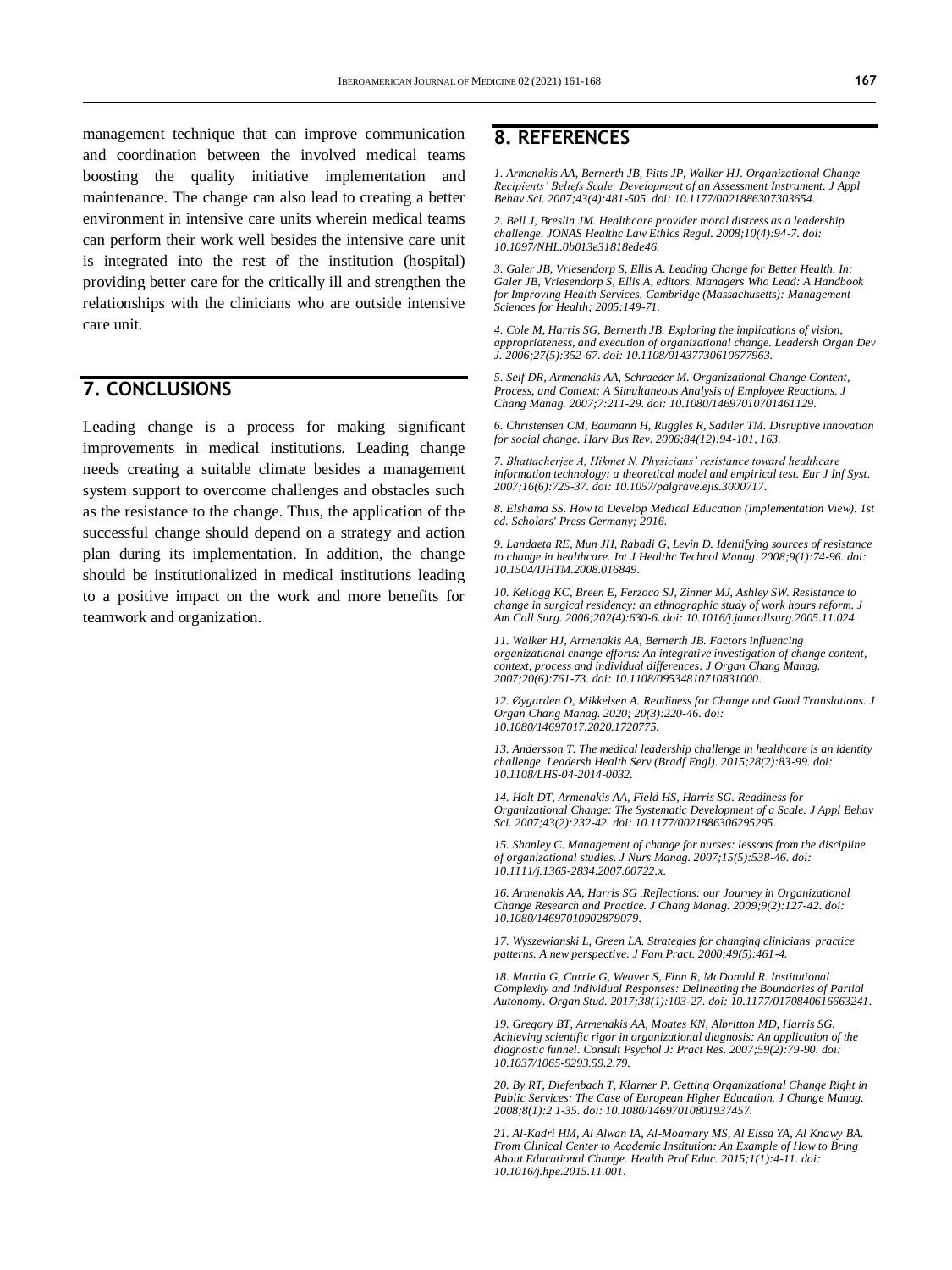management technique that can improve communication and coordination between the involved medical teams boosting the quality initiative implementation and maintenance. The change can also lead to creating a better environment in intensive care units wherein medical teams can perform their work well besides the intensive care unit is integrated into the rest of the institution (hospital) providing better care for the critically ill and strengthen the relationships with the clinicians who are outside intensive care unit.

## 7. CONCLUSIONS

Leading change is a process for making significant improvements in medical institutions. Leading change needs creating a suitable climate besides a management system support to overcome challenges and obstacles such as the resistance to the change. Thus, the application of the successful change should depend on a strategy and action plan during its implementation. In addition, the change should be institutionalized in medical institutions leading to a positive impact on the work and more benefits for teamwork and organization.

## 8. REFERENCES

*1. Armenakis AA, Bernerth JB, Pitts JP, Walker HJ. Organizational Change Recipients' Beliefs Scale: Development of an Assessment Instrument. J Appl Behav Sci. 2007;43(4):481-505. doi: 10.1177/0021886307303654.*

*2. Bell J, Breslin JM. Healthcare provider moral distress as a leadership challenge. JONAS Healthc Law Ethics Regul. 2008;10(4):94-7. doi: 10.1097/NHL.0b013e31818ede46.*

*3. Galer JB, Vriesendorp S, Ellis A. Leading Change for Better Health. In: Galer JB, Vriesendorp S, Ellis A, editors. Managers Who Lead: A Handbook for Improving Health Services. Cambridge (Massachusetts): Management Sciences for Health; 2005:149-71.*

*4. Cole M, Harris SG, Bernerth JB. Exploring the implications of vision, appropriateness, and execution of organizational change. Leadersh Organ Dev J. 2006;27(5):352-67. doi: 10.1108/01437730610677963.*

*5. Self DR, Armenakis AA, Schraeder M. Organizational Change Content, Process, and Context: A Simultaneous Analysis of Employee Reactions. J Chang Manag. 2007;7:211-29. doi: 10.1080/14697010701461129.*

*6. Christensen CM, Baumann H, Ruggles R, Sadtler TM. Disruptive innovation for social change. Harv Bus Rev. 2006;84(12):94-101, 163.*

*7. Bhattacherjee A, Hikmet N. Physicians' resistance toward healthcare information technology: a theoretical model and empirical test. Eur J Inf Syst. 2007;16(6):725-37. doi: 10.1057/palgrave.ejis.3000717.*

*8. Elshama SS. How to Develop Medical Education (Implementation View). 1st ed. Scholars' Press Germany; 2016.*

*9. Landaeta RE, Mun JH, Rabadi G, Levin D. Identifying sources of resistance to change in healthcare. Int J Healthc Technol Manag. 2008;9(1):74-96. doi: 10.1504/IJHTM.2008.016849.*

*10. Kellogg KC, Breen E, Ferzoco SJ, Zinner MJ, Ashley SW. Resistance to change in surgical residency: an ethnographic study of work hours reform. J Am Coll Surg. 2006;202(4):630-6. doi: 10.1016/j.jamcollsurg.2005.11.024.*

*11. Walker HJ, Armenakis AA, Bernerth JB. Factors influencing organizational change efforts: An integrative investigation of change content, context, process and individual differences. J Organ Chang Manag. 2007;20(6):761-73. doi: 10.1108/09534810710831000.*

*12. Øygarden O, Mikkelsen A. Readiness for Change and Good Translations. J Organ Chang Manag. 2020; 20(3):220-46. doi: 10.1080/14697017.2020.1720775.*

*13. Andersson T. The medical leadership challenge in healthcare is an identity challenge. Leadersh Health Serv (Bradf Engl). 2015;28(2):83-99. doi: 10.1108/LHS-04-2014-0032.*

*14. Holt DT, Armenakis AA, Field HS, Harris SG. Readiness for Organizational Change: The Systematic Development of a Scale. J Appl Behav Sci. 2007;43(2):232-42. doi: 10.1177/0021886306295295.*

*15. Shanley C. Management of change for nurses: lessons from the discipline of organizational studies. J Nurs Manag. 2007;15(5):538-46. doi: 10.1111/j.1365-2834.2007.00722.x.*

*16. Armenakis AA, Harris SG .Reflections: our Journey in Organizational Change Research and Practice. J Chang Manag. 2009;9(2):127-42. doi: 10.1080/14697010902879079.*

*17. Wyszewianski L, Green LA. Strategies for changing clinicians' practice patterns. A new perspective. J Fam Pract. 2000;49(5):461-4.*

*18. Martin G, Currie G, Weaver S, Finn R, McDonald R. Institutional Complexity and Individual Responses: Delineating the Boundaries of Partial Autonomy. Organ Stud. 2017;38(1):103-27. doi: 10.1177/0170840616663241.*

*19. Gregory BT, Armenakis AA, Moates KN, Albritton MD, Harris SG. Achieving scientific rigor in organizational diagnosis: An application of the diagnostic funnel. Consult Psychol J: Pract Res. 2007;59(2):79-90. doi: 10.1037/1065-9293.59.2.79.*

*20. By RT, Diefenbach T, Klarner P. Getting Organizational Change Right in Public Services: The Case of European Higher Education. J Change Manag. 2008;8(1):2 1-35. doi: 10.1080/14697010801937457.*

*21. Al-Kadri HM, Al Alwan IA, Al-Moamary MS, Al Eissa YA, Al Knawy BA. From Clinical Center to Academic Institution: An Example of How to Bring About Educational Change. Health Prof Educ. 2015;1(1):4-11. doi: 10.1016/j.hpe.2015.11.001.*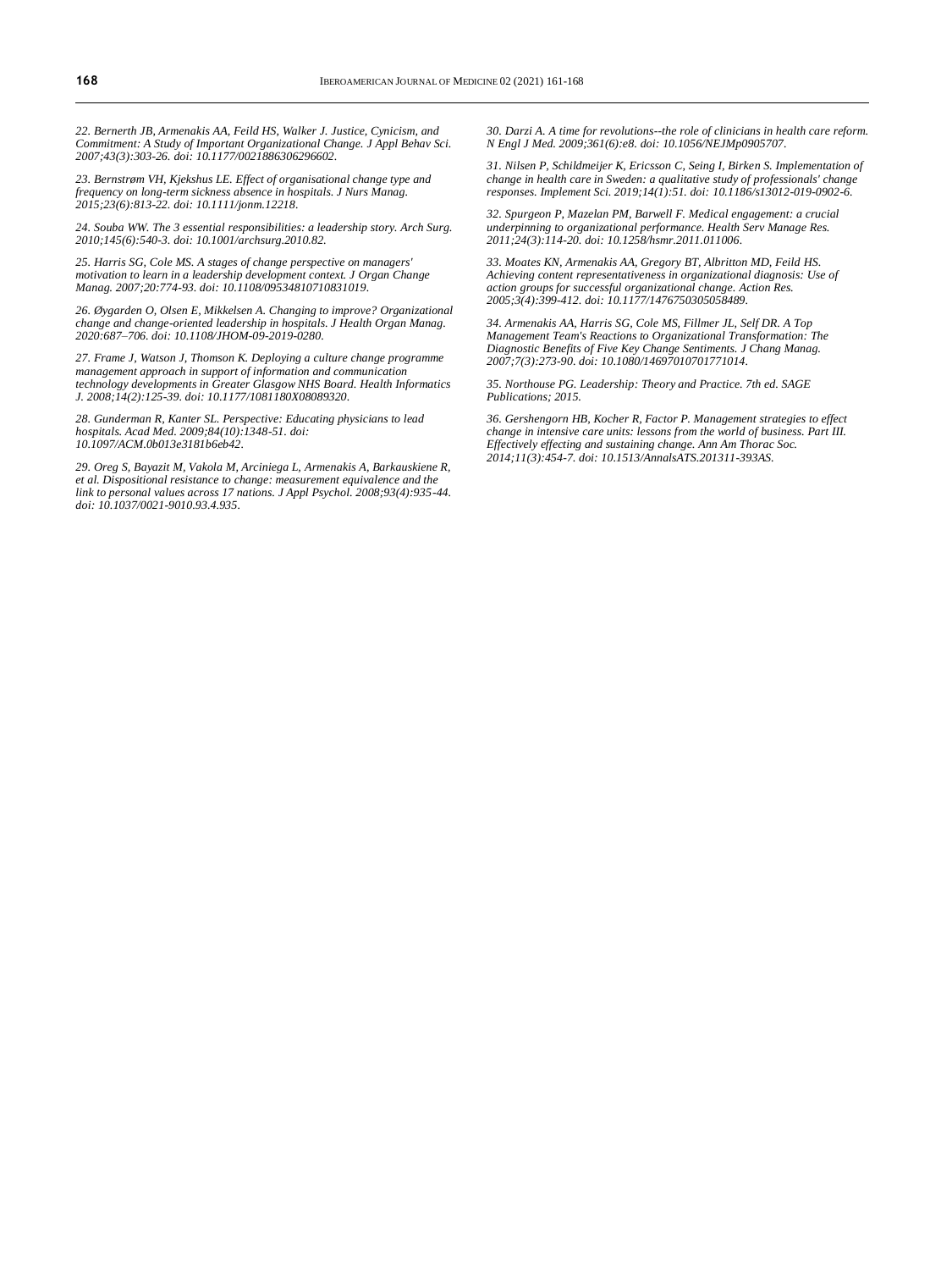22. Bernerth JB, Armenakis AA, Feild HS, Walker J. Justice, Cynicism, and Commitment: A Study of Important Organizational Change. J Appl Behav Sci. 2007;43(3):303-26. doi: 10.1177/0021886306296602.

23. Bernstrøm VH, Kjekshus LE. Effect of organisational change type and frequency on long-term sickness absence in hospitals. J Nurs Manag. 2015;23(6):813-22. doi: 10.1111/jonm.12218.

24. Souba WW. The 3 essential responsibilities: a leadership story. Arch Surg. 2010;145(6):540-3. doi: 10.1001/archsurg.2010.82.

25. Harris SG, Cole MS. A stages of change perspective on managers' motivation to learn in a leadership development context. J Organ Change Manag. 2007;20:774-93. doi: 10.1108/09534810710831019.

26. Øygarden O, Olsen E, Mikkelsen A. Changing to improve? Organizational change and change-oriented leadership in hospitals. J Health Organ Manag. 2020:687–706. doi: 10.1108/JHOM-09-2019-0280.

27. Frame J, Watson J, Thomson K. Deploying a culture change programme management approach in support of information and communication technology developments in Greater Glasgow NHS Board. Health Informatics J. 2008;14(2):125-39. doi: 10.1177/1081180X08089320.

28. Gunderman R, Kanter SL. Perspective: Educating physicians to lead hospitals. Acad Med. 2009;84(10):1348-51. doi: 10.1097/ACM.0b013e3181b6eb42.

29. Oreg S, Bayazit M, Vakola M, Arciniega L, Armenakis A, Barkauskiene R, et al. Dispositional resistance to change: measurement equivalence and the link to personal values across 17 nations. J Appl Psychol. 2008;93(4):935-44. doi: 10.1037/0021-9010.93.4.935.

30. Darzi A. A time for revolutions--the role of clinicians in health care reform. N Engl J Med. 2009;361(6):e8. doi: 10.1056/NEJMp0905707.

31. Nilsen P, Schildmeijer K, Ericsson C, Seing I, Birken S. Implementation of change in health care in Sweden: a qualitative study of professionals' change responses. Implement Sci. 2019;14(1):51. doi: 10.1186/s13012-019-0902-6.

32. Spurgeon P, Mazelan PM, Barwell F. Medical engagement: a crucial underpinning to organizational performance. Health Serv Manage Res. 2011;24(3):114-20. doi: 10.1258/hsmr.2011.011006.

33. Moates KN, Armenakis AA, Gregory BT, Albritton MD, Feild HS. Achieving content representativeness in organizational diagnosis: Use of action groups for successful organizational change. Action Res. 2005;3(4):399-412. doi: 10.1177/1476750305058489.

34. Armenakis AA, Harris SG, Cole MS, Fillmer JL, Self DR. A Top Management Team's Reactions to Organizational Transformation: The Diagnostic Benefits of Five Key Change Sentiments. J Chang Manag. 2007;7(3):273-90. doi: 10.1080/14697010701771014.

35. Northouse PG. Leadership: Theory and Practice. 7th ed. SAGE Publications; 2015.

36. Gershengorn HB, Kocher R, Factor P. Management strategies to effect change in intensive care units: lessons from the world of business. Part III. Effectively effecting and sustaining change. Ann Am Thorac Soc. 2014;11(3):454-7. doi: 10.1513/AnnalsATS.201311-393AS.